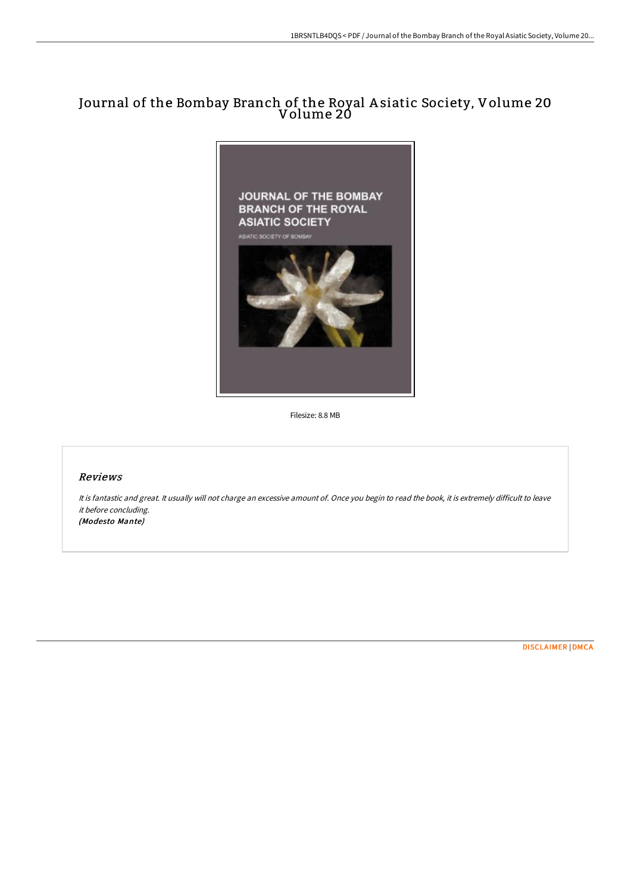# Journal of the Bombay Branch of the Royal Asiatic Society, Volume 20 Volume 20

Filesize: 8.8 MB

## Reviews

*It is fantastic and great. It usually will not charge an excessive amount of. Once you begin to read the book, it is extremely difficult to leave it before concluding.*
***(Modesto Mante)***

DISCLAIMER | DMCA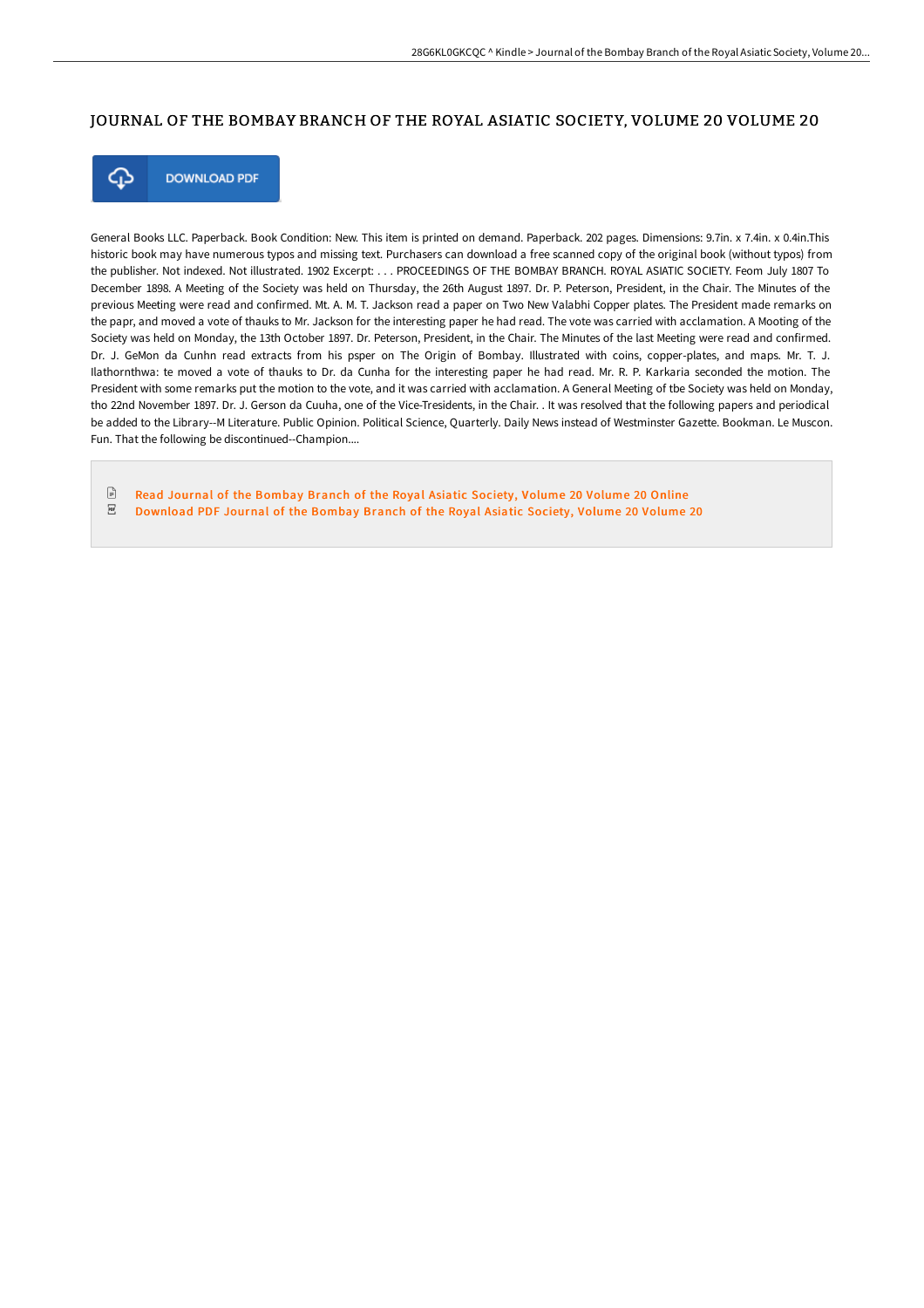# JOURNAL OF THE BOMBAY BRANCH OF THE ROYAL ASIATIC SOCIETY, VOLUME 20 VOLUME 20

DOWNLOAD PDF

General Books LLC. Paperback. Book Condition: New. This item is printed on demand. Paperback. 202 pages. Dimensions: 9.7in. x 7.4in. x 0.4in.This historic book may have numerous typos and missing text. Purchasers can download a free scanned copy of the original book (without typos) from the publisher. Not indexed. Not illustrated. 1902 Excerpt: . . . PROCEEDINGS OF THE BOMBAY BRANCH. ROYAL ASIATIC SOCIETY. Feom July 1807 To December 1898. A Meeting of the Society was held on Thursday, the 26th August 1897. Dr. P. Peterson, President, in the Chair. The Minutes of the previous Meeting were read and confirmed. Mt. A. M. T. Jackson read a paper on Two New Valabhi Copper plates. The President made remarks on the papr, and moved a vote of thauks to Mr. Jackson for the interesting paper he had read. The vote was carried with acclamation. A Mooting of the Society was held on Monday, the 13th October 1897. Dr. Peterson, President, in the Chair. The Minutes of the last Meeting were read and confirmed. Dr. J. GeMon da Cunhn read extracts from his psper on The Origin of Bombay. Illustrated with coins, copper-plates, and maps. Mr. T. J. Ilathornthwa: te moved a vote of thauks to Dr. da Cunha for the interesting paper he had read. Mr. R. P. Karkaria seconded the motion. The President with some remarks put the motion to the vote, and it was carried with acclamation. A General Meeting of tbe Society was held on Monday, tho 22nd November 1897. Dr. J. Gerson da Cuuha, one of the Vice-Tresidents, in the Chair. . It was resolved that the following papers and periodical be added to the Library--M Literature. Public Opinion. Political Science, Quarterly. Daily News instead of Westminster Gazette. Bookman. Le Muscon. Fun. That the following be discontinued--Champion....

- Read Journal of the Bombay Branch of the Royal Asiatic Society, Volume 20 Volume 20 Online
- Download PDF Journal of the Bombay Branch of the Royal Asiatic Society, Volume 20 Volume 20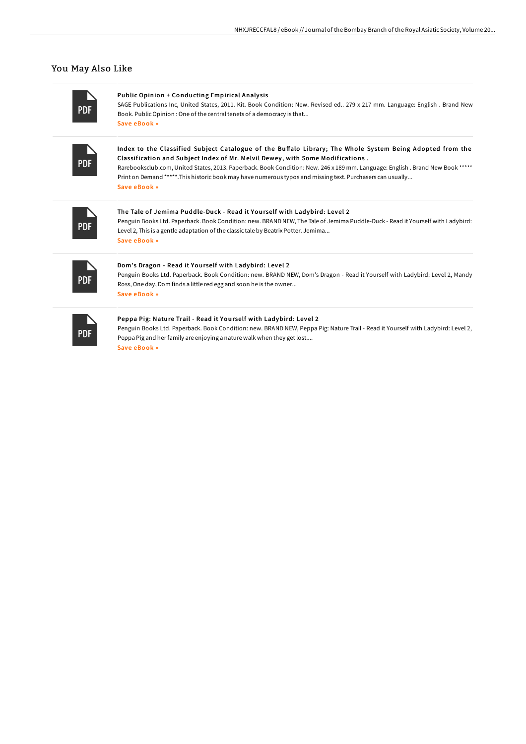## You May Also Like

**Public Opinion + Conducting Empirical Analysis**

SAGE Publications Inc, United States, 2011. Kit. Book Condition: New. Revised ed.. 279 x 217 mm. Language: English . Brand New Book. Public Opinion : One of the central tenets of a democracy is that...

Save eBook »

**Index to the Classified Subject Catalogue of the Buffalo Library; The Whole System Being Adopted from the Classification and Subject Index of Mr. Melvil Dewey, with Some Modifications .**

Rarebooksclub.com, United States, 2013. Paperback. Book Condition: New. 246 x 189 mm. Language: English . Brand New Book ***** Print on Demand *****.This historic book may have numerous typos and missing text. Purchasers can usually...

Save eBook »

**The Tale of Jemima Puddle-Duck - Read it Yourself with Ladybird: Level 2**

Penguin Books Ltd. Paperback. Book Condition: new. BRAND NEW, The Tale of Jemima Puddle-Duck - Read it Yourself with Ladybird: Level 2, This is a gentle adaptation of the classic tale by Beatrix Potter. Jemima...

Save eBook »

**Dom's Dragon - Read it Yourself with Ladybird: Level 2**

Penguin Books Ltd. Paperback. Book Condition: new. BRAND NEW, Dom's Dragon - Read it Yourself with Ladybird: Level 2, Mandy Ross, One day, Dom finds a little red egg and soon he is the owner...

Save eBook »

**Peppa Pig: Nature Trail - Read it Yourself with Ladybird: Level 2**

Penguin Books Ltd. Paperback. Book Condition: new. BRAND NEW, Peppa Pig: Nature Trail - Read it Yourself with Ladybird: Level 2, Peppa Pig and her family are enjoying a nature walk when they get lost....

Save eBook »